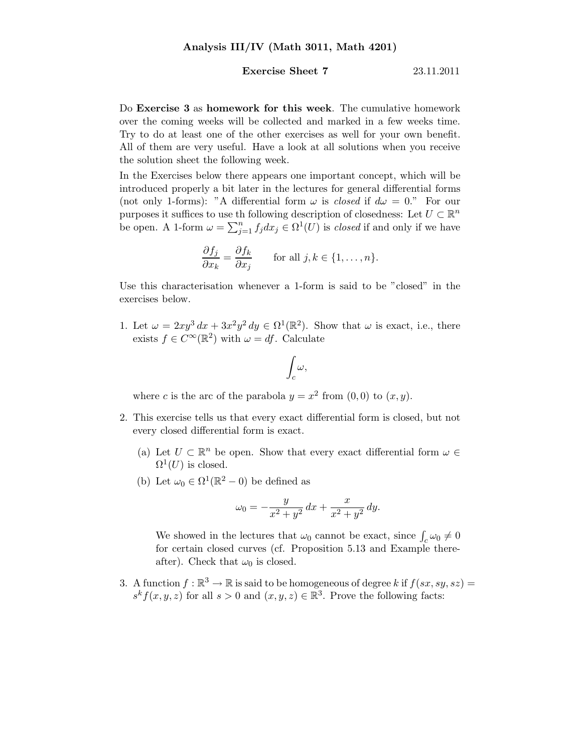**Analysis III/IV (Math 3011, Math 4201)**

**Exercise Sheet 7** 23.11.2011

Do **Exercise 3** as **homework for this week**. The cumulative homework over the coming weeks will be collected and marked in a few weeks time. Try to do at least one of the other exercises as well for your own benefit. All of them are very useful. Have a look at all solutions when you receive the solution sheet the following week.

In the Exercises below there appears one important concept, which will be introduced properly a bit later in the lectures for general differential forms (not only 1-forms): "A differential form $\omega$ is *closed* if $d\omega = 0$." For our purposes it suffices to use th following description of closedness: Let $U \subset \mathbb{R}^n$ be open. A 1-form $\omega = \sum_{j=1}^n f_j dx_j \in \Omega^1(U)$ is *closed* if and only if we have

$$\frac{\partial f_j}{\partial x_k} = \frac{\partial f_k}{\partial x_j} \qquad \text{for all } j,k \in \{1,\dots,n\}.$$

Use this characterisation whenever a 1-form is said to be "closed" in the exercises below.

1. Let $\omega = 2xy^3\,dx + 3x^2y^2\,dy \in \Omega^1(\mathbb{R}^2)$. Show that $\omega$ is exact, i.e., there exists $f \in C^\infty(\mathbb{R}^2)$ with $\omega = df$. Calculate

$$\int_c \omega,$$

   where $c$ is the arc of the parabola $y = x^2$ from $(0,0)$ to $(x,y)$.

2. This exercise tells us that every exact differential form is closed, but not every closed differential form is exact.

   (a) Let $U \subset \mathbb{R}^n$ be open. Show that every exact differential form $\omega \in \Omega^1(U)$ is closed.

   (b) Let $\omega_0 \in \Omega^1(\mathbb{R}^2 - 0)$ be defined as

$$\omega_0 = -\frac{y}{x^2+y^2}\,dx + \frac{x}{x^2+y^2}\,dy.$$

   We showed in the lectures that $\omega_0$ cannot be exact, since $\int_c \omega_0 \neq 0$ for certain closed curves (cf. Proposition 5.13 and Example thereafter). Check that $\omega_0$ is closed.

3. A function $f : \mathbb{R}^3 \to \mathbb{R}$ is said to be homogeneous of degree $k$ if $f(sx, sy, sz) = s^k f(x,y,z)$ for all $s > 0$ and $(x,y,z) \in \mathbb{R}^3$. Prove the following facts: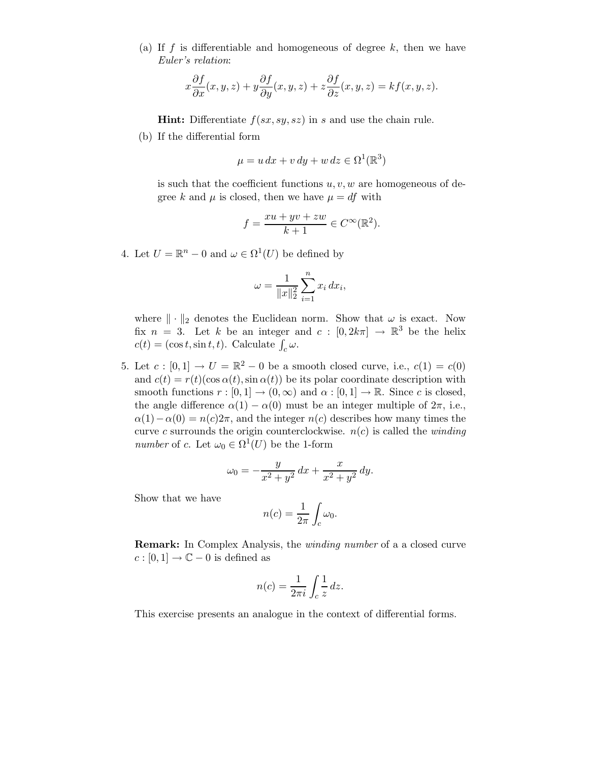(a) If $f$ is differentiable and homogeneous of degree $k$, then we have *Euler's relation*:

$$x\frac{\partial f}{\partial x}(x,y,z) + y\frac{\partial f}{\partial y}(x,y,z) + z\frac{\partial f}{\partial z}(x,y,z) = kf(x,y,z).$$

**Hint:** Differentiate $f(sx, sy, sz)$ in $s$ and use the chain rule.

(b) If the differential form

$$\mu = u\,dx + v\,dy + w\,dz \in \Omega^1(\mathbb{R}^3)$$

is such that the coefficient functions $u, v, w$ are homogeneous of degree $k$ and $\mu$ is closed, then we have $\mu = df$ with

$$f = \frac{xu + yv + zw}{k+1} \in C^\infty(\mathbb{R}^2).$$

4. Let $U = \mathbb{R}^n - 0$ and $\omega \in \Omega^1(U)$ be defined by

$$\omega = \frac{1}{\|x\|_2^2}\sum_{i=1}^n x_i\,dx_i,$$

where $\|\cdot\|_2$ denotes the Euclidean norm. Show that $\omega$ is exact. Now fix $n = 3$. Let $k$ be an integer and $c : [0, 2k\pi] \to \mathbb{R}^3$ be the helix $c(t) = (\cos t, \sin t, t)$. Calculate $\int_c \omega$.

5. Let $c : [0,1] \to U = \mathbb{R}^2 - 0$ be a smooth closed curve, i.e., $c(1) = c(0)$ and $c(t) = r(t)(\cos\alpha(t), \sin\alpha(t))$ be its polar coordinate description with smooth functions $r : [0,1] \to (0,\infty)$ and $\alpha : [0,1] \to \mathbb{R}$. Since $c$ is closed, the angle difference $\alpha(1) - \alpha(0)$ must be an integer multiple of $2\pi$, i.e., $\alpha(1) - \alpha(0) = n(c)2\pi$, and the integer $n(c)$ describes how many times the curve $c$ surrounds the origin counterclockwise. $n(c)$ is called the *winding number* of $c$. Let $\omega_0 \in \Omega^1(U)$ be the 1-form

$$\omega_0 = -\frac{y}{x^2+y^2}\,dx + \frac{x}{x^2+y^2}\,dy.$$

Show that we have

$$n(c) = \frac{1}{2\pi}\int_c \omega_0.$$

**Remark:** In Complex Analysis, the *winding number* of a a closed curve $c : [0,1] \to \mathbb{C} - 0$ is defined as

$$n(c) = \frac{1}{2\pi i}\int_c \frac{1}{z}\,dz.$$

This exercise presents an analogue in the context of differential forms.